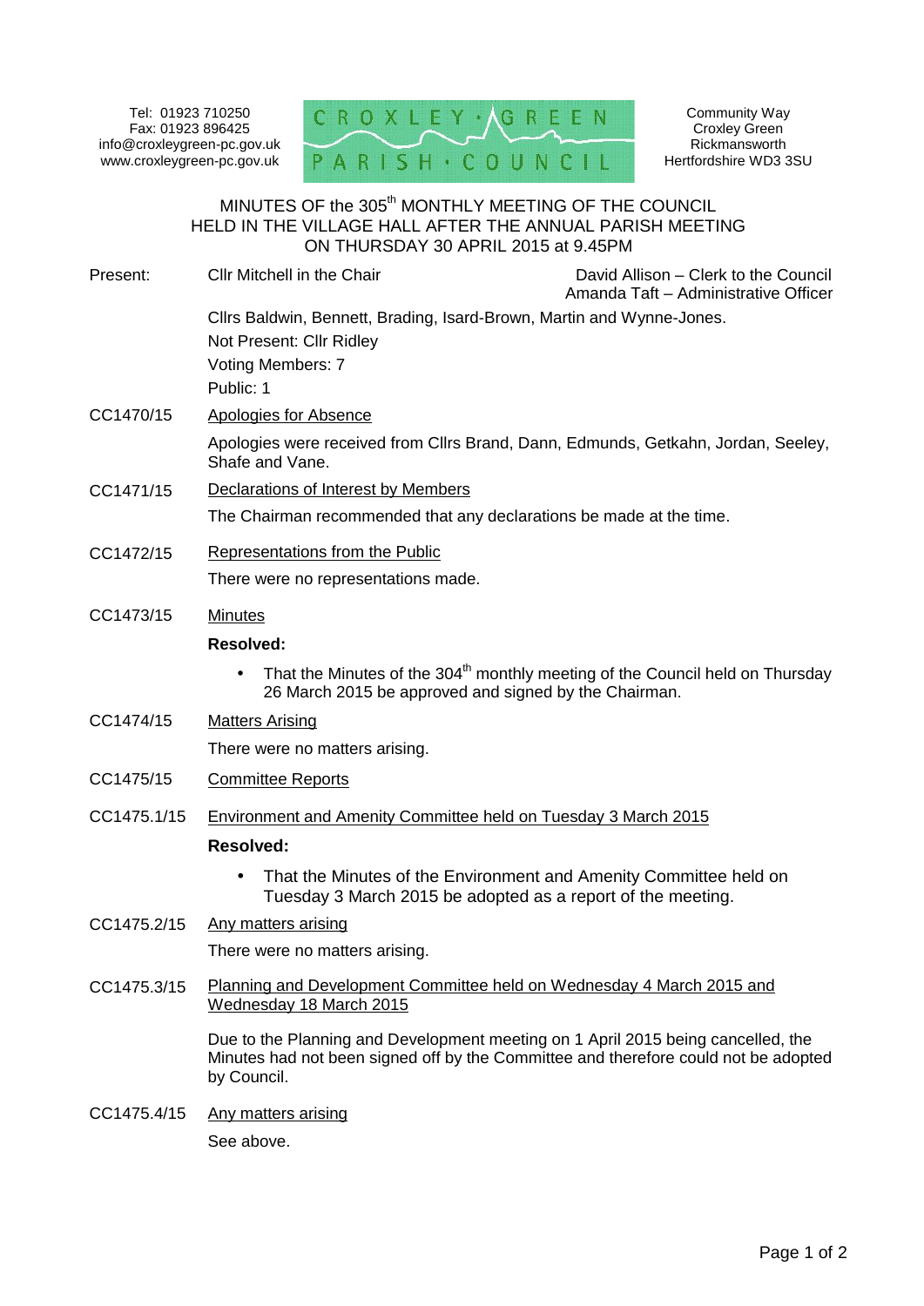Tel: 01923 710250
Fax: 01923 896425
info@croxleygreen-pc.gov.uk
www.croxleygreen-pc.gov.uk

CROXLEY GREEN PARISH COUNCIL

Community Way
Croxley Green
Rickmansworth
Hertfordshire WD3 3SU

# MINUTES OF the 305th MONTHLY MEETING OF THE COUNCIL HELD IN THE VILLAGE HALL AFTER THE ANNUAL PARISH MEETING ON THURSDAY 30 APRIL 2015 at 9.45PM

Present: Cllr Mitchell in the Chair

David Allison – Clerk to the Council
Amanda Taft – Administrative Officer

Cllrs Baldwin, Bennett, Brading, Isard-Brown, Martin and Wynne-Jones.

Not Present: Cllr Ridley

Voting Members: 7

Public: 1

CC1470/15 Apologies for Absence

Apologies were received from Cllrs Brand, Dann, Edmunds, Getkahn, Jordan, Seeley, Shafe and Vane.

CC1471/15 Declarations of Interest by Members

The Chairman recommended that any declarations be made at the time.

CC1472/15 Representations from the Public

There were no representations made.

CC1473/15 Minutes

**Resolved:**

- That the Minutes of the 304th monthly meeting of the Council held on Thursday 26 March 2015 be approved and signed by the Chairman.

CC1474/15 Matters Arising

There were no matters arising.

CC1475/15 Committee Reports

CC1475.1/15 Environment and Amenity Committee held on Tuesday 3 March 2015

**Resolved:**

- That the Minutes of the Environment and Amenity Committee held on Tuesday 3 March 2015 be adopted as a report of the meeting.

CC1475.2/15 Any matters arising

There were no matters arising.

CC1475.3/15 Planning and Development Committee held on Wednesday 4 March 2015 and Wednesday 18 March 2015

Due to the Planning and Development meeting on 1 April 2015 being cancelled, the Minutes had not been signed off by the Committee and therefore could not be adopted by Council.

CC1475.4/15 Any matters arising

See above.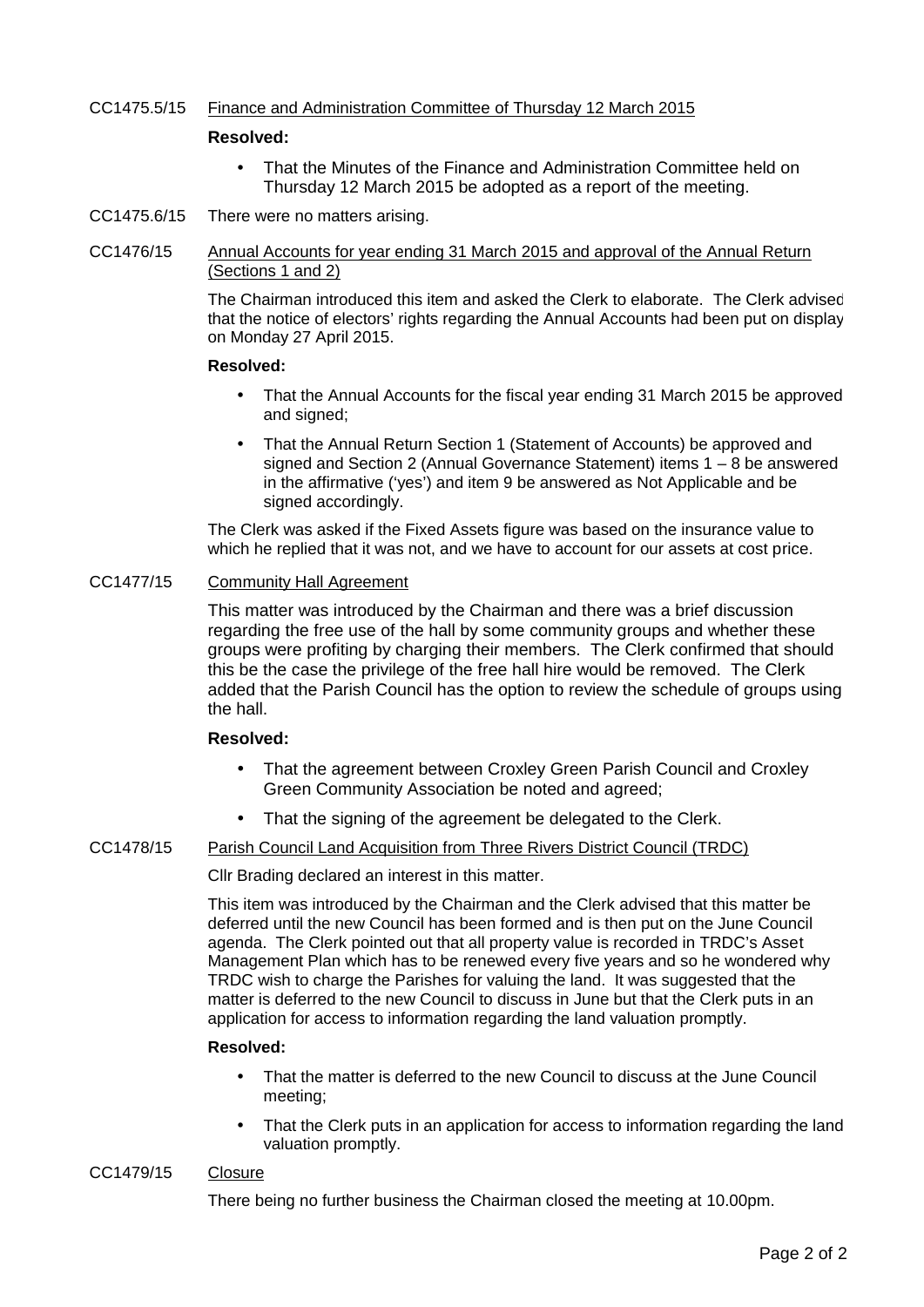CC1475.5/15 Finance and Administration Committee of Thursday 12 March 2015

**Resolved:**

- That the Minutes of the Finance and Administration Committee held on Thursday 12 March 2015 be adopted as a report of the meeting.

CC1475.6/15 There were no matters arising.

CC1476/15 Annual Accounts for year ending 31 March 2015 and approval of the Annual Return (Sections 1 and 2)

The Chairman introduced this item and asked the Clerk to elaborate. The Clerk advised that the notice of electors' rights regarding the Annual Accounts had been put on display on Monday 27 April 2015.

**Resolved:**

- That the Annual Accounts for the fiscal year ending 31 March 2015 be approved and signed;
- That the Annual Return Section 1 (Statement of Accounts) be approved and signed and Section 2 (Annual Governance Statement) items 1 – 8 be answered in the affirmative ('yes') and item 9 be answered as Not Applicable and be signed accordingly.

The Clerk was asked if the Fixed Assets figure was based on the insurance value to which he replied that it was not, and we have to account for our assets at cost price.

CC1477/15 Community Hall Agreement

This matter was introduced by the Chairman and there was a brief discussion regarding the free use of the hall by some community groups and whether these groups were profiting by charging their members. The Clerk confirmed that should this be the case the privilege of the free hall hire would be removed. The Clerk added that the Parish Council has the option to review the schedule of groups using the hall.

**Resolved:**

- That the agreement between Croxley Green Parish Council and Croxley Green Community Association be noted and agreed;
- That the signing of the agreement be delegated to the Clerk.

CC1478/15 Parish Council Land Acquisition from Three Rivers District Council (TRDC)

Cllr Brading declared an interest in this matter.

This item was introduced by the Chairman and the Clerk advised that this matter be deferred until the new Council has been formed and is then put on the June Council agenda. The Clerk pointed out that all property value is recorded in TRDC's Asset Management Plan which has to be renewed every five years and so he wondered why TRDC wish to charge the Parishes for valuing the land. It was suggested that the matter is deferred to the new Council to discuss in June but that the Clerk puts in an application for access to information regarding the land valuation promptly.

**Resolved:**

- That the matter is deferred to the new Council to discuss at the June Council meeting;
- That the Clerk puts in an application for access to information regarding the land valuation promptly.

CC1479/15 Closure

There being no further business the Chairman closed the meeting at 10.00pm.